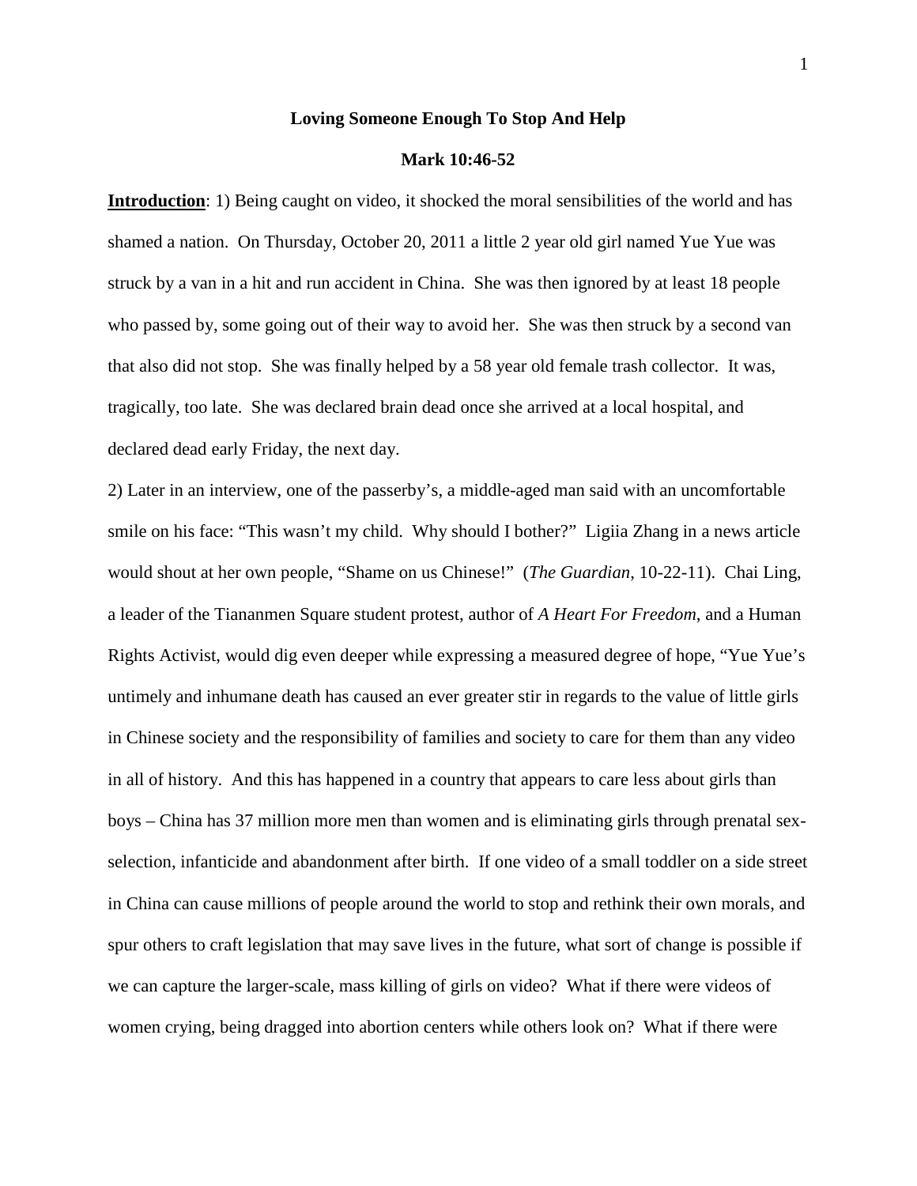# Loving Someone Enough To Stop And Help

## Mark 10:46-52

**Introduction**: 1) Being caught on video, it shocked the moral sensibilities of the world and has shamed a nation. On Thursday, October 20, 2011 a little 2 year old girl named Yue Yue was struck by a van in a hit and run accident in China. She was then ignored by at least 18 people who passed by, some going out of their way to avoid her. She was then struck by a second van that also did not stop. She was finally helped by a 58 year old female trash collector. It was, tragically, too late. She was declared brain dead once she arrived at a local hospital, and declared dead early Friday, the next day.

2) Later in an interview, one of the passerby's, a middle-aged man said with an uncomfortable smile on his face: "This wasn't my child. Why should I bother?" Ligiia Zhang in a news article would shout at her own people, "Shame on us Chinese!" (*The Guardian*, 10-22-11). Chai Ling, a leader of the Tiananmen Square student protest, author of *A Heart For Freedom*, and a Human Rights Activist, would dig even deeper while expressing a measured degree of hope, "Yue Yue's untimely and inhumane death has caused an ever greater stir in regards to the value of little girls in Chinese society and the responsibility of families and society to care for them than any video in all of history. And this has happened in a country that appears to care less about girls than boys – China has 37 million more men than women and is eliminating girls through prenatal sex-selection, infanticide and abandonment after birth. If one video of a small toddler on a side street in China can cause millions of people around the world to stop and rethink their own morals, and spur others to craft legislation that may save lives in the future, what sort of change is possible if we can capture the larger-scale, mass killing of girls on video? What if there were videos of women crying, being dragged into abortion centers while others look on? What if there were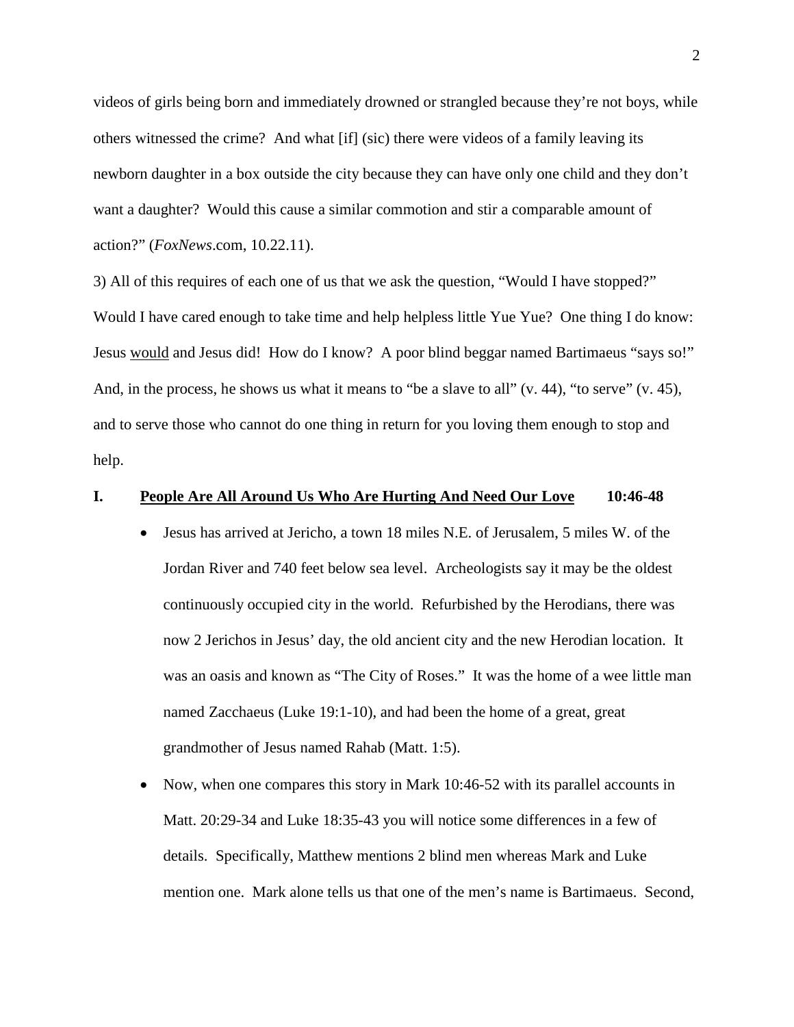videos of girls being born and immediately drowned or strangled because they're not boys, while others witnessed the crime? And what [if] (sic) there were videos of a family leaving its newborn daughter in a box outside the city because they can have only one child and they don't want a daughter? Would this cause a similar commotion and stir a comparable amount of action?" (*FoxNews*.com, 10.22.11).

3) All of this requires of each one of us that we ask the question, "Would I have stopped?" Would I have cared enough to take time and help helpless little Yue Yue? One thing I do know: Jesus <u>would</u> and Jesus did! How do I know? A poor blind beggar named Bartimaeus "says so!" And, in the process, he shows us what it means to "be a slave to all" (v. 44), "to serve" (v. 45), and to serve those who cannot do one thing in return for you loving them enough to stop and help.

## I. <u>People Are All Around Us Who Are Hurting And Need Our Love</u> 10:46-48

- Jesus has arrived at Jericho, a town 18 miles N.E. of Jerusalem, 5 miles W. of the Jordan River and 740 feet below sea level. Archeologists say it may be the oldest continuously occupied city in the world. Refurbished by the Herodians, there was now 2 Jerichos in Jesus' day, the old ancient city and the new Herodian location. It was an oasis and known as "The City of Roses." It was the home of a wee little man named Zacchaeus (Luke 19:1-10), and had been the home of a great, great grandmother of Jesus named Rahab (Matt. 1:5).
- Now, when one compares this story in Mark 10:46-52 with its parallel accounts in Matt. 20:29-34 and Luke 18:35-43 you will notice some differences in a few of details. Specifically, Matthew mentions 2 blind men whereas Mark and Luke mention one. Mark alone tells us that one of the men's name is Bartimaeus. Second,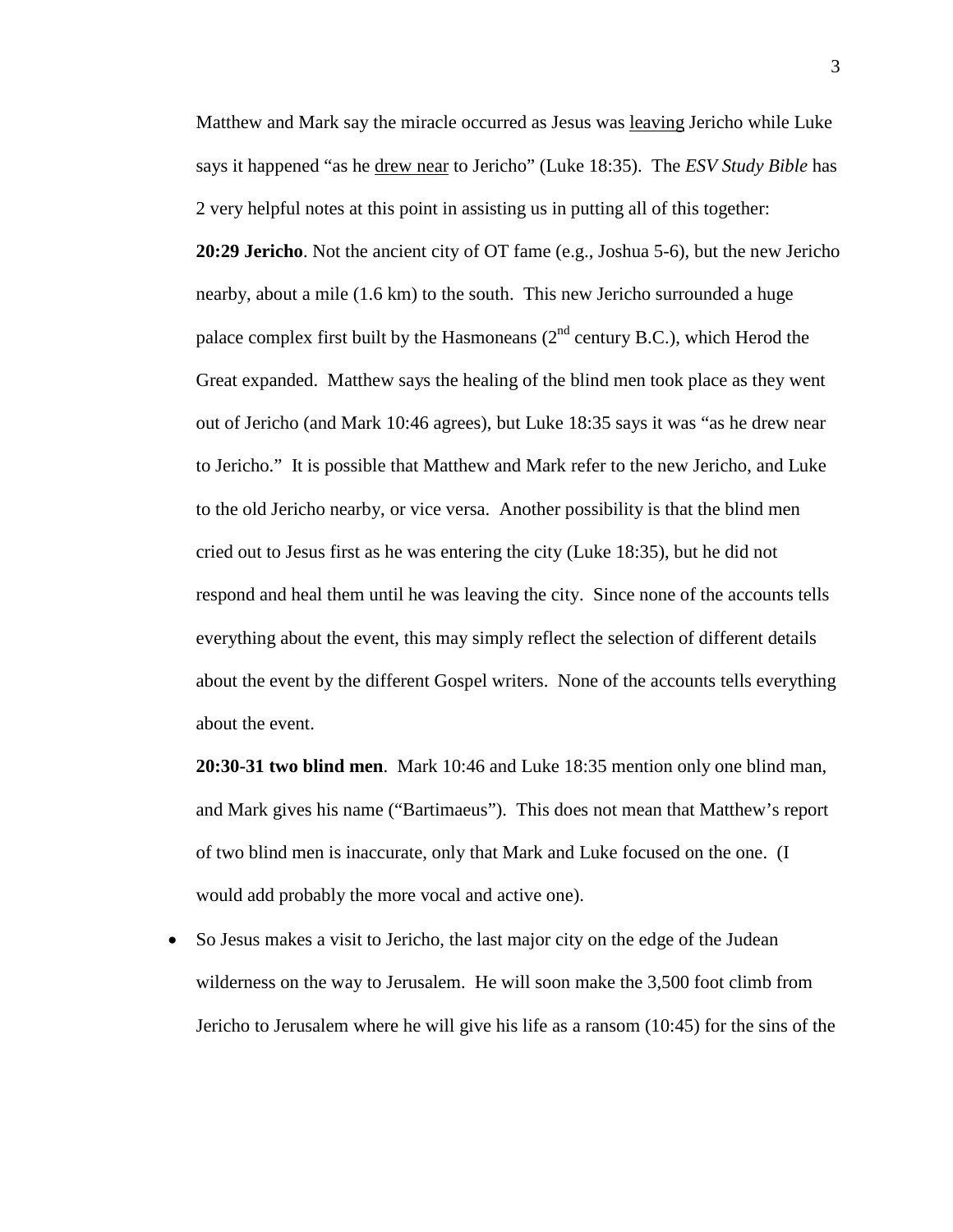Matthew and Mark say the miracle occurred as Jesus was <u>leaving</u> Jericho while Luke says it happened "as he <u>drew near</u> to Jericho" (Luke 18:35). The *ESV Study Bible* has 2 very helpful notes at this point in assisting us in putting all of this together:

**20:29 Jericho**. Not the ancient city of OT fame (e.g., Joshua 5-6), but the new Jericho nearby, about a mile (1.6 km) to the south. This new Jericho surrounded a huge palace complex first built by the Hasmoneans (2nd century B.C.), which Herod the Great expanded. Matthew says the healing of the blind men took place as they went out of Jericho (and Mark 10:46 agrees), but Luke 18:35 says it was "as he drew near to Jericho." It is possible that Matthew and Mark refer to the new Jericho, and Luke to the old Jericho nearby, or vice versa. Another possibility is that the blind men cried out to Jesus first as he was entering the city (Luke 18:35), but he did not respond and heal them until he was leaving the city. Since none of the accounts tells everything about the event, this may simply reflect the selection of different details about the event by the different Gospel writers. None of the accounts tells everything about the event.

**20:30-31 two blind men**. Mark 10:46 and Luke 18:35 mention only one blind man, and Mark gives his name ("Bartimaeus"). This does not mean that Matthew's report of two blind men is inaccurate, only that Mark and Luke focused on the one. (I would add probably the more vocal and active one).

- So Jesus makes a visit to Jericho, the last major city on the edge of the Judean wilderness on the way to Jerusalem. He will soon make the 3,500 foot climb from Jericho to Jerusalem where he will give his life as a ransom (10:45) for the sins of the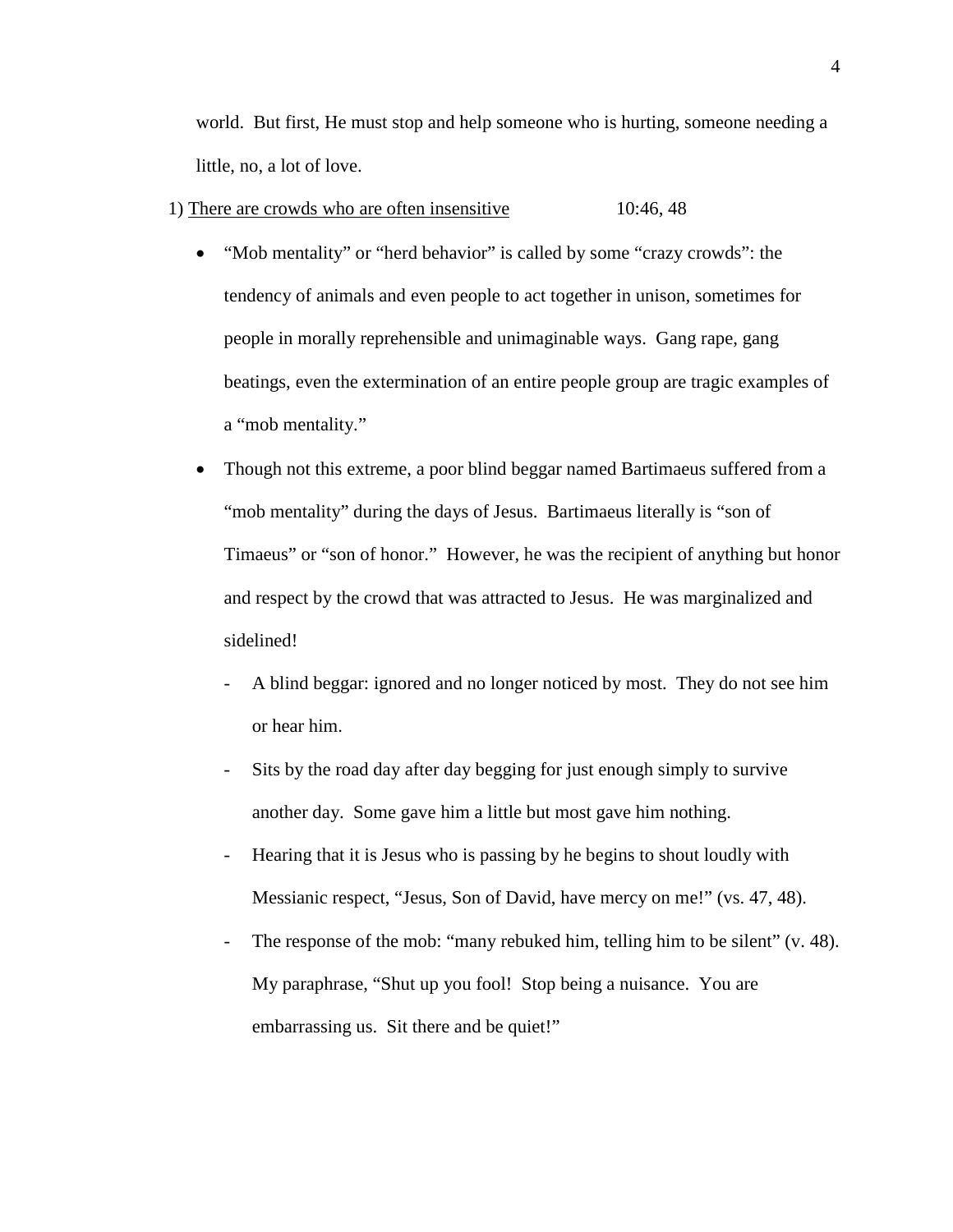world. But first, He must stop and help someone who is hurting, someone needing a little, no, a lot of love.

1) <u>There are crowds who are often insensitive</u> 10:46, 48

- "Mob mentality" or "herd behavior" is called by some "crazy crowds": the tendency of animals and even people to act together in unison, sometimes for people in morally reprehensible and unimaginable ways. Gang rape, gang beatings, even the extermination of an entire people group are tragic examples of a "mob mentality."
- Though not this extreme, a poor blind beggar named Bartimaeus suffered from a "mob mentality" during the days of Jesus. Bartimaeus literally is "son of Timaeus" or "son of honor." However, he was the recipient of anything but honor and respect by the crowd that was attracted to Jesus. He was marginalized and sidelined!
  - A blind beggar: ignored and no longer noticed by most. They do not see him or hear him.
  - Sits by the road day after day begging for just enough simply to survive another day. Some gave him a little but most gave him nothing.
  - Hearing that it is Jesus who is passing by he begins to shout loudly with Messianic respect, "Jesus, Son of David, have mercy on me!" (vs. 47, 48).
  - The response of the mob: "many rebuked him, telling him to be silent" (v. 48). My paraphrase, "Shut up you fool! Stop being a nuisance. You are embarrassing us. Sit there and be quiet!"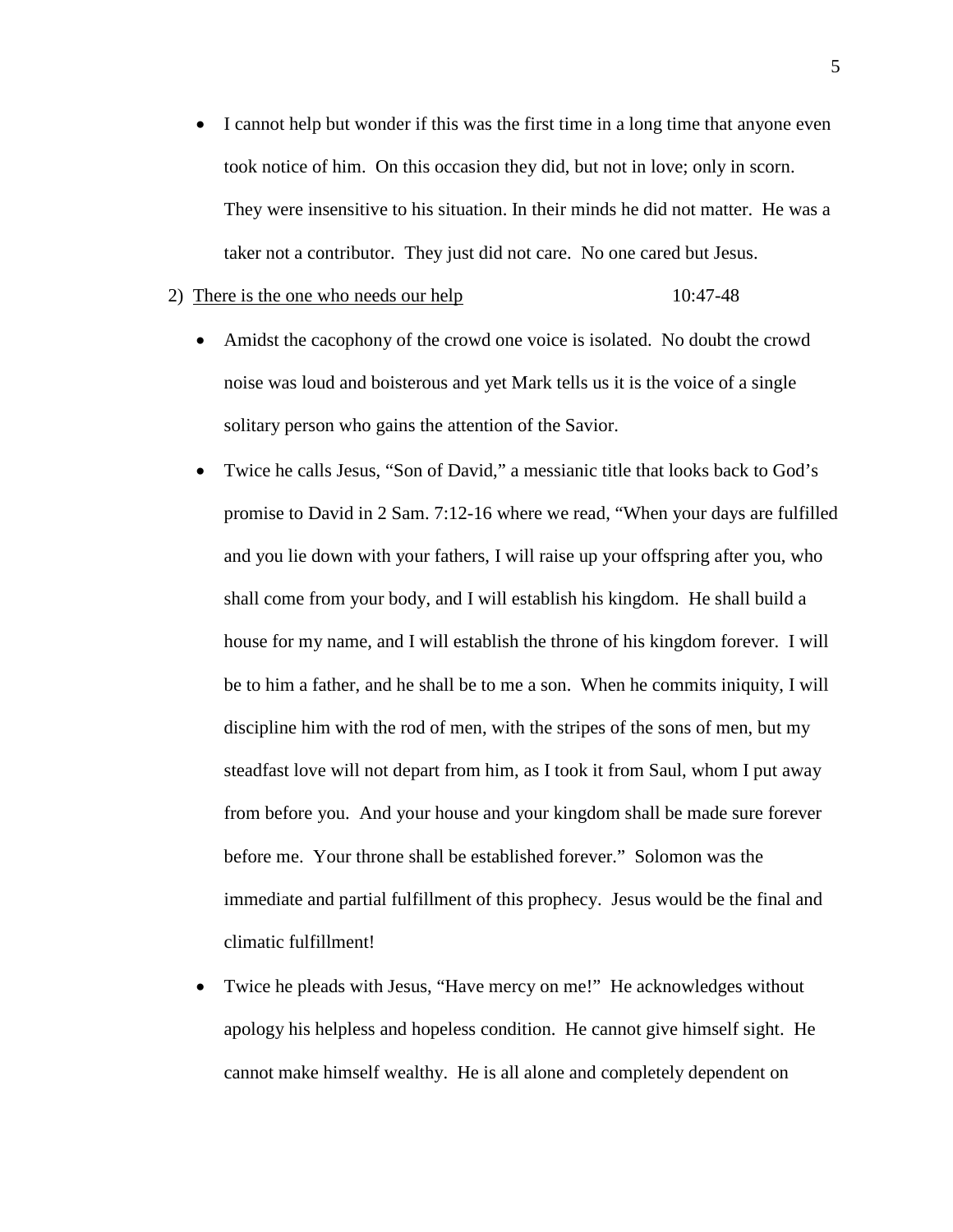- I cannot help but wonder if this was the first time in a long time that anyone even took notice of him. On this occasion they did, but not in love; only in scorn. They were insensitive to his situation. In their minds he did not matter. He was a taker not a contributor. They just did not care. No one cared but Jesus.

2) <u>There is the one who needs our help</u> 10:47-48

- Amidst the cacophony of the crowd one voice is isolated. No doubt the crowd noise was loud and boisterous and yet Mark tells us it is the voice of a single solitary person who gains the attention of the Savior.
- Twice he calls Jesus, "Son of David," a messianic title that looks back to God's promise to David in 2 Sam. 7:12-16 where we read, "When your days are fulfilled and you lie down with your fathers, I will raise up your offspring after you, who shall come from your body, and I will establish his kingdom. He shall build a house for my name, and I will establish the throne of his kingdom forever. I will be to him a father, and he shall be to me a son. When he commits iniquity, I will discipline him with the rod of men, with the stripes of the sons of men, but my steadfast love will not depart from him, as I took it from Saul, whom I put away from before you. And your house and your kingdom shall be made sure forever before me. Your throne shall be established forever." Solomon was the immediate and partial fulfillment of this prophecy. Jesus would be the final and climatic fulfillment!
- Twice he pleads with Jesus, "Have mercy on me!" He acknowledges without apology his helpless and hopeless condition. He cannot give himself sight. He cannot make himself wealthy. He is all alone and completely dependent on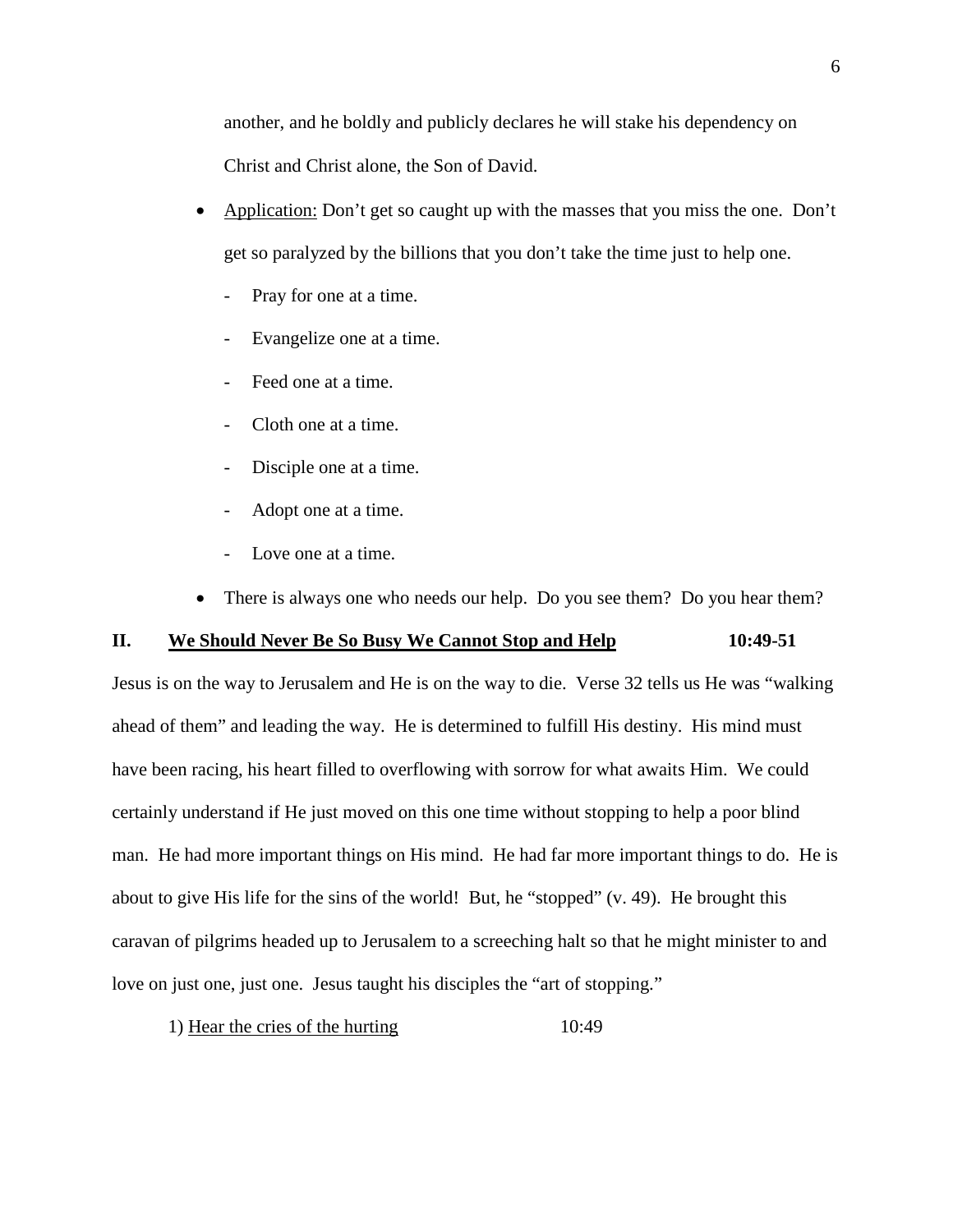another, and he boldly and publicly declares he will stake his dependency on Christ and Christ alone, the Son of David.

- Application: Don't get so caught up with the masses that you miss the one. Don't get so paralyzed by the billions that you don't take the time just to help one.
  - Pray for one at a time.
  - Evangelize one at a time.
  - Feed one at a time.
  - Cloth one at a time.
  - Disciple one at a time.
  - Adopt one at a time.
  - Love one at a time.
- There is always one who needs our help. Do you see them? Do you hear them?

## II. We Should Never Be So Busy We Cannot Stop and Help 10:49-51

Jesus is on the way to Jerusalem and He is on the way to die. Verse 32 tells us He was "walking ahead of them" and leading the way. He is determined to fulfill His destiny. His mind must have been racing, his heart filled to overflowing with sorrow for what awaits Him. We could certainly understand if He just moved on this one time without stopping to help a poor blind man. He had more important things on His mind. He had far more important things to do. He is about to give His life for the sins of the world! But, he "stopped" (v. 49). He brought this caravan of pilgrims headed up to Jerusalem to a screeching halt so that he might minister to and love on just one, just one. Jesus taught his disciples the "art of stopping."

1) Hear the cries of the hurting 10:49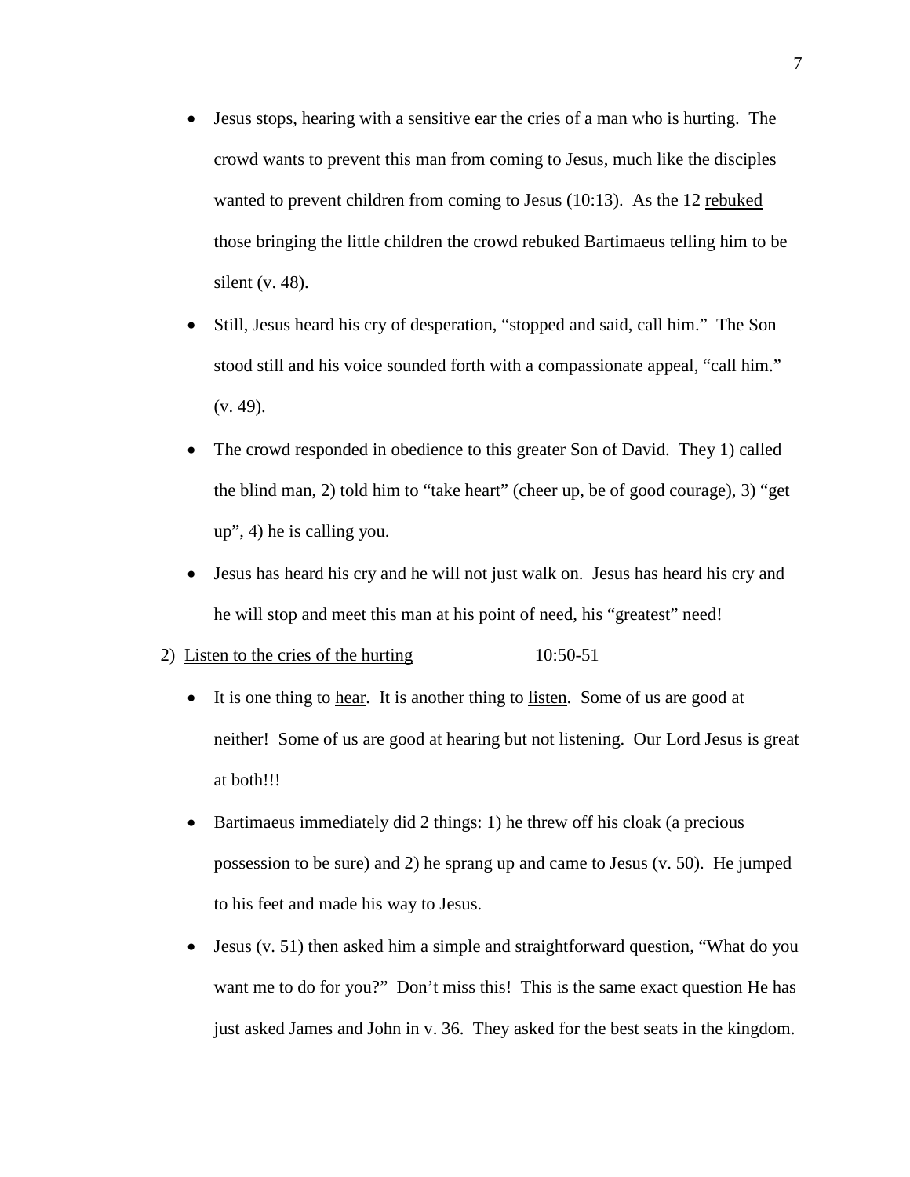- Jesus stops, hearing with a sensitive ear the cries of a man who is hurting. The crowd wants to prevent this man from coming to Jesus, much like the disciples wanted to prevent children from coming to Jesus (10:13). As the 12 <u>rebuked</u> those bringing the little children the crowd <u>rebuked</u> Bartimaeus telling him to be silent (v. 48).
- Still, Jesus heard his cry of desperation, "stopped and said, call him." The Son stood still and his voice sounded forth with a compassionate appeal, "call him." (v. 49).
- The crowd responded in obedience to this greater Son of David. They 1) called the blind man, 2) told him to "take heart" (cheer up, be of good courage), 3) "get up", 4) he is calling you.
- Jesus has heard his cry and he will not just walk on. Jesus has heard his cry and he will stop and meet this man at his point of need, his "greatest" need!

2) <u>Listen to the cries of the hurting</u> 10:50-51

- It is one thing to <u>hear</u>. It is another thing to <u>listen</u>. Some of us are good at neither! Some of us are good at hearing but not listening. Our Lord Jesus is great at both!!!
- Bartimaeus immediately did 2 things: 1) he threw off his cloak (a precious possession to be sure) and 2) he sprang up and came to Jesus (v. 50). He jumped to his feet and made his way to Jesus.
- Jesus (v. 51) then asked him a simple and straightforward question, "What do you want me to do for you?" Don't miss this! This is the same exact question He has just asked James and John in v. 36. They asked for the best seats in the kingdom.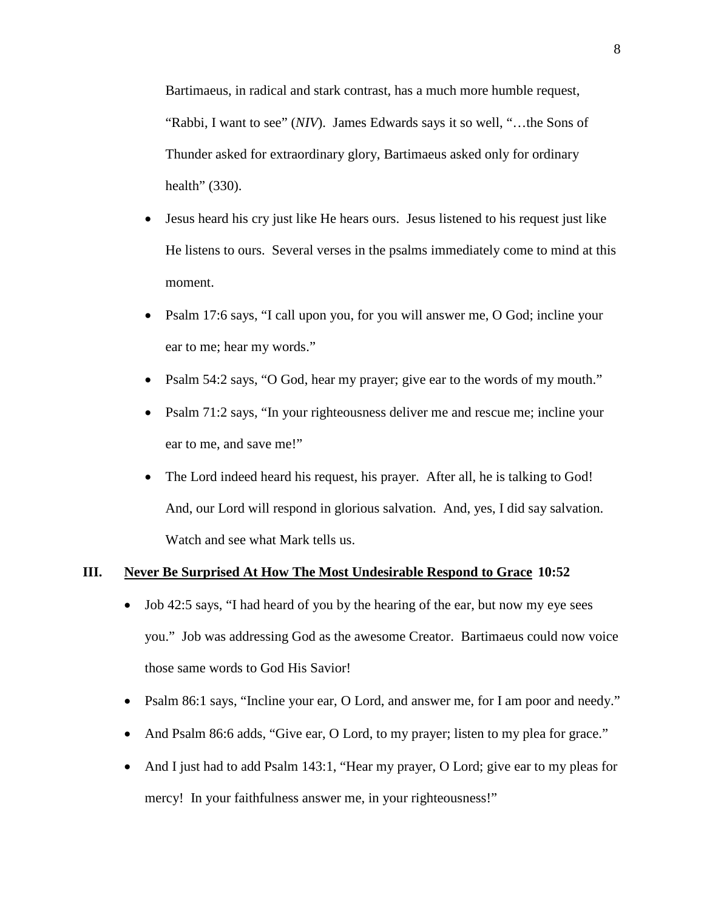Bartimaeus, in radical and stark contrast, has a much more humble request, "Rabbi, I want to see" (*NIV*). James Edwards says it so well, "…the Sons of Thunder asked for extraordinary glory, Bartimaeus asked only for ordinary health" (330).

- Jesus heard his cry just like He hears ours. Jesus listened to his request just like He listens to ours. Several verses in the psalms immediately come to mind at this moment.
- Psalm 17:6 says, "I call upon you, for you will answer me, O God; incline your ear to me; hear my words."
- Psalm 54:2 says, "O God, hear my prayer; give ear to the words of my mouth."
- Psalm 71:2 says, "In your righteousness deliver me and rescue me; incline your ear to me, and save me!"
- The Lord indeed heard his request, his prayer. After all, he is talking to God! And, our Lord will respond in glorious salvation. And, yes, I did say salvation. Watch and see what Mark tells us.

## III. <u>Never Be Surprised At How The Most Undesirable Respond to Grace</u> 10:52

- Job 42:5 says, "I had heard of you by the hearing of the ear, but now my eye sees you." Job was addressing God as the awesome Creator. Bartimaeus could now voice those same words to God His Savior!
- Psalm 86:1 says, "Incline your ear, O Lord, and answer me, for I am poor and needy."
- And Psalm 86:6 adds, "Give ear, O Lord, to my prayer; listen to my plea for grace."
- And I just had to add Psalm 143:1, "Hear my prayer, O Lord; give ear to my pleas for mercy! In your faithfulness answer me, in your righteousness!"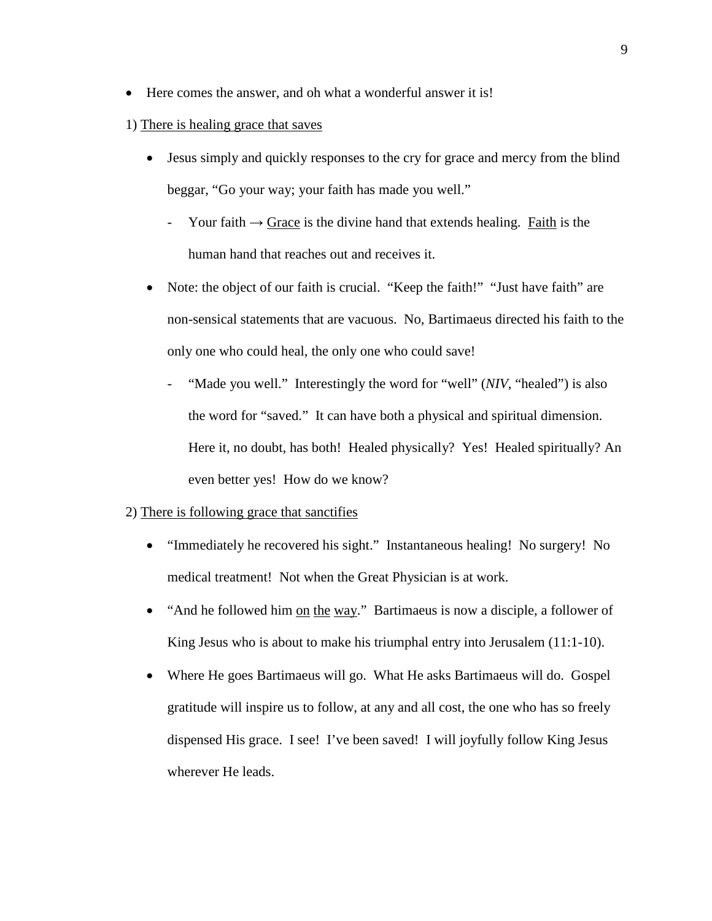- Here comes the answer, and oh what a wonderful answer it is!

1) <u>There is healing grace that saves</u>

  - Jesus simply and quickly responses to the cry for grace and mercy from the blind beggar, "Go your way; your faith has made you well."
    - Your faith → <u>Grace</u> is the divine hand that extends healing. <u>Faith</u> is the human hand that reaches out and receives it.
  - Note: the object of our faith is crucial. "Keep the faith!" "Just have faith" are non-sensical statements that are vacuous. No, Bartimaeus directed his faith to the only one who could heal, the only one who could save!
    - "Made you well." Interestingly the word for "well" (*NIV*, "healed") is also the word for "saved." It can have both a physical and spiritual dimension. Here it, no doubt, has both! Healed physically? Yes! Healed spiritually? An even better yes! How do we know?

2) <u>There is following grace that sanctifies</u>

  - "Immediately he recovered his sight." Instantaneous healing! No surgery! No medical treatment! Not when the Great Physician is at work.
  - "And he followed him <u>on</u> <u>the</u> <u>way</u>." Bartimaeus is now a disciple, a follower of King Jesus who is about to make his triumphal entry into Jerusalem (11:1-10).
  - Where He goes Bartimaeus will go. What He asks Bartimaeus will do. Gospel gratitude will inspire us to follow, at any and all cost, the one who has so freely dispensed His grace. I see! I've been saved! I will joyfully follow King Jesus wherever He leads.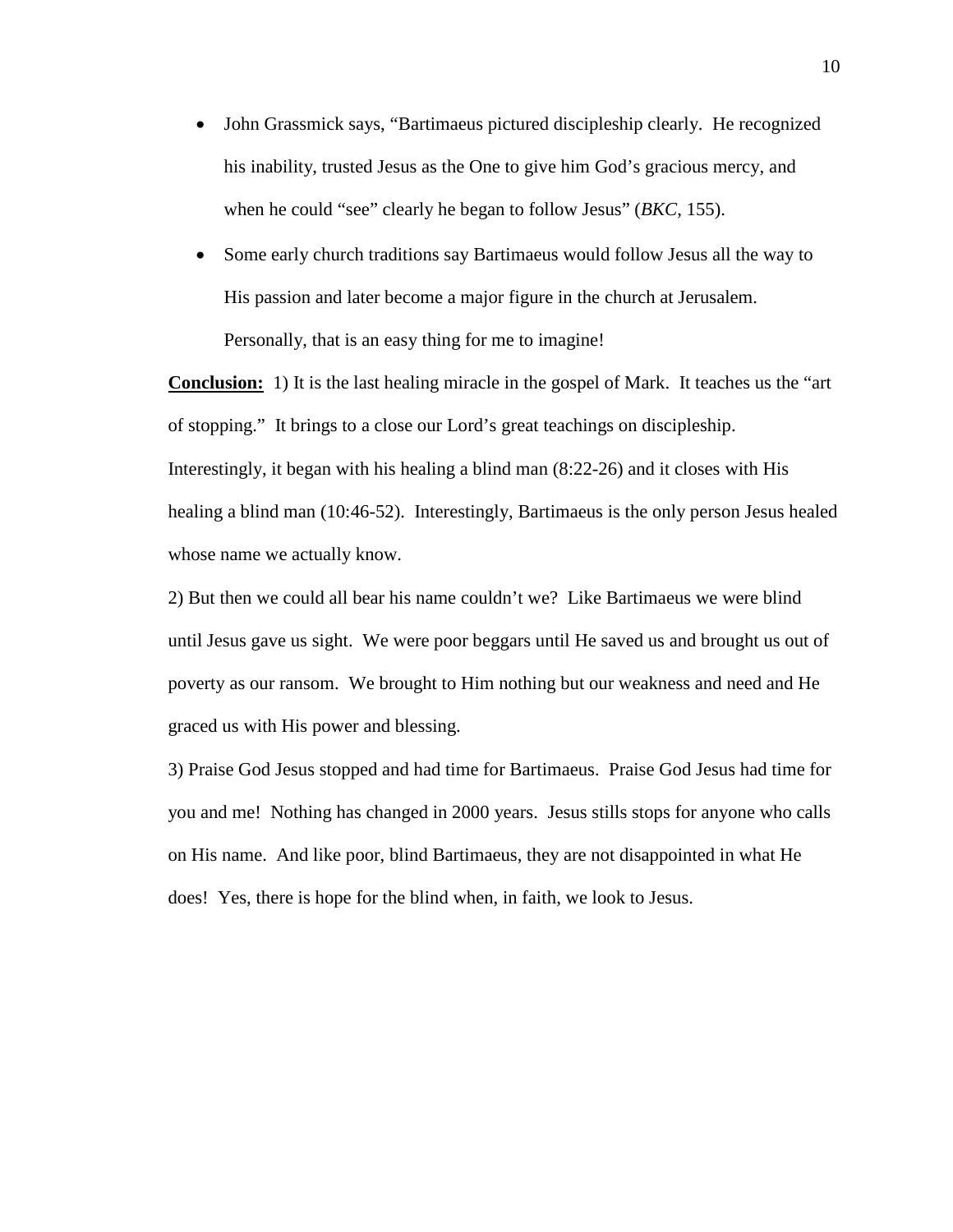- John Grassmick says, "Bartimaeus pictured discipleship clearly. He recognized his inability, trusted Jesus as the One to give him God's gracious mercy, and when he could "see" clearly he began to follow Jesus" (*BKC*, 155).
- Some early church traditions say Bartimaeus would follow Jesus all the way to His passion and later become a major figure in the church at Jerusalem. Personally, that is an easy thing for me to imagine!

**Conclusion:** 1) It is the last healing miracle in the gospel of Mark. It teaches us the "art of stopping." It brings to a close our Lord's great teachings on discipleship. Interestingly, it began with his healing a blind man (8:22-26) and it closes with His healing a blind man (10:46-52). Interestingly, Bartimaeus is the only person Jesus healed whose name we actually know.

2) But then we could all bear his name couldn't we? Like Bartimaeus we were blind until Jesus gave us sight. We were poor beggars until He saved us and brought us out of poverty as our ransom. We brought to Him nothing but our weakness and need and He graced us with His power and blessing.

3) Praise God Jesus stopped and had time for Bartimaeus. Praise God Jesus had time for you and me! Nothing has changed in 2000 years. Jesus stills stops for anyone who calls on His name. And like poor, blind Bartimaeus, they are not disappointed in what He does! Yes, there is hope for the blind when, in faith, we look to Jesus.